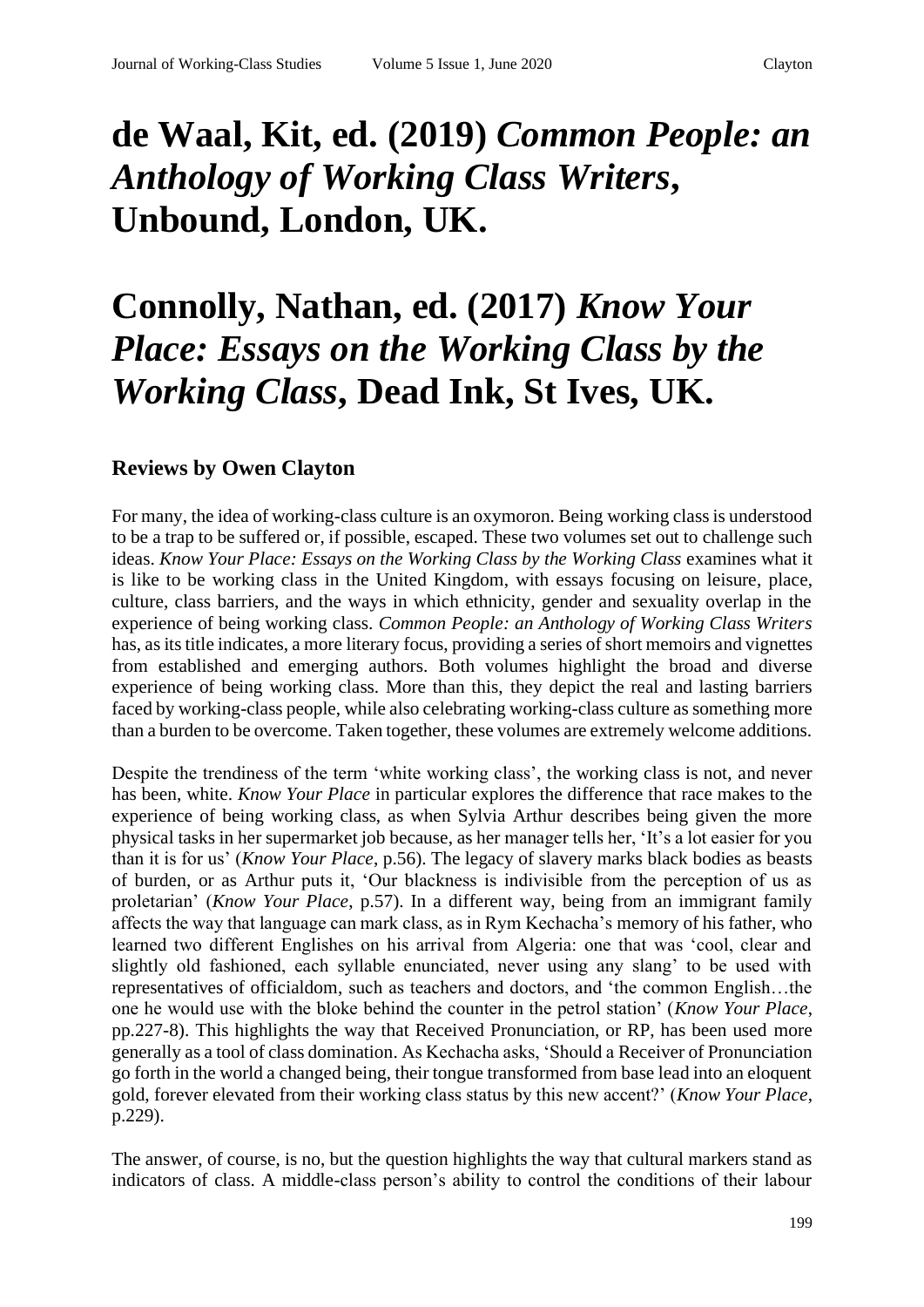# de Waal, Kit, ed. (2019) *Common People: an Anthology of Working Class Writers*, Unbound, London, UK.

# Connolly, Nathan, ed. (2017) *Know Your Place: Essays on the Working Class by the Working Class*, Dead Ink, St Ives, UK.

### Reviews by Owen Clayton

For many, the idea of working-class culture is an oxymoron. Being working class is understood to be a trap to be suffered or, if possible, escaped. These two volumes set out to challenge such ideas. *Know Your Place: Essays on the Working Class by the Working Class* examines what it is like to be working class in the United Kingdom, with essays focusing on leisure, place, culture, class barriers, and the ways in which ethnicity, gender and sexuality overlap in the experience of being working class. *Common People: an Anthology of Working Class Writers* has, as its title indicates, a more literary focus, providing a series of short memoirs and vignettes from established and emerging authors. Both volumes highlight the broad and diverse experience of being working class. More than this, they depict the real and lasting barriers faced by working-class people, while also celebrating working-class culture as something more than a burden to be overcome. Taken together, these volumes are extremely welcome additions.

Despite the trendiness of the term 'white working class', the working class is not, and never has been, white. *Know Your Place* in particular explores the difference that race makes to the experience of being working class, as when Sylvia Arthur describes being given the more physical tasks in her supermarket job because, as her manager tells her, 'It's a lot easier for you than it is for us' (*Know Your Place*, p.56). The legacy of slavery marks black bodies as beasts of burden, or as Arthur puts it, 'Our blackness is indivisible from the perception of us as proletarian' (*Know Your Place*, p.57). In a different way, being from an immigrant family affects the way that language can mark class, as in Rym Kechacha's memory of his father, who learned two different Englishes on his arrival from Algeria: one that was 'cool, clear and slightly old fashioned, each syllable enunciated, never using any slang' to be used with representatives of officialdom, such as teachers and doctors, and 'the common English…the one he would use with the bloke behind the counter in the petrol station' (*Know Your Place*, pp.227-8). This highlights the way that Received Pronunciation, or RP, has been used more generally as a tool of class domination. As Kechacha asks, 'Should a Receiver of Pronunciation go forth in the world a changed being, their tongue transformed from base lead into an eloquent gold, forever elevated from their working class status by this new accent?' (*Know Your Place*, p.229).

The answer, of course, is no, but the question highlights the way that cultural markers stand as indicators of class. A middle-class person's ability to control the conditions of their labour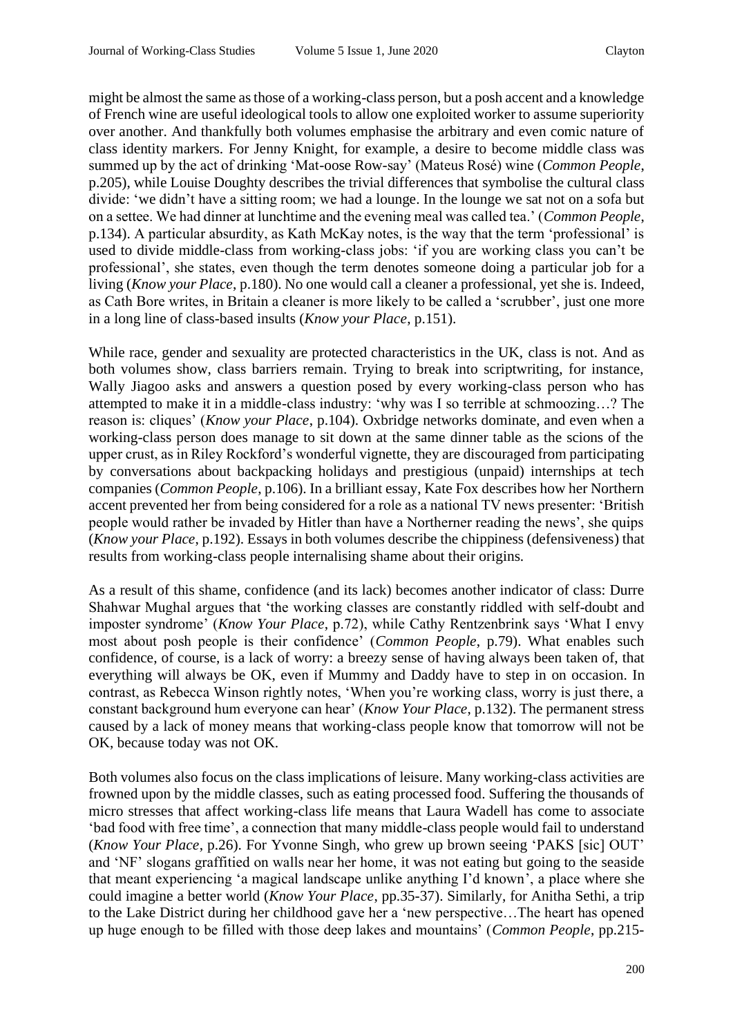might be almost the same as those of a working-class person, but a posh accent and a knowledge of French wine are useful ideological tools to allow one exploited worker to assume superiority over another. And thankfully both volumes emphasise the arbitrary and even comic nature of class identity markers. For Jenny Knight, for example, a desire to become middle class was summed up by the act of drinking 'Mat-oose Row-say' (Mateus Rosé) wine (*Common People*, p.205), while Louise Doughty describes the trivial differences that symbolise the cultural class divide: 'we didn't have a sitting room; we had a lounge. In the lounge we sat not on a sofa but on a settee. We had dinner at lunchtime and the evening meal was called tea.' (*Common People*, p.134). A particular absurdity, as Kath McKay notes, is the way that the term 'professional' is used to divide middle-class from working-class jobs: 'if you are working class you can't be professional', she states, even though the term denotes someone doing a particular job for a living (*Know your Place*, p.180). No one would call a cleaner a professional, yet she is. Indeed, as Cath Bore writes, in Britain a cleaner is more likely to be called a 'scrubber', just one more in a long line of class-based insults (*Know your Place*, p.151).

While race, gender and sexuality are protected characteristics in the UK, class is not. And as both volumes show, class barriers remain. Trying to break into scriptwriting, for instance, Wally Jiagoo asks and answers a question posed by every working-class person who has attempted to make it in a middle-class industry: 'why was I so terrible at schmoozing…? The reason is: cliques' (*Know your Place*, p.104). Oxbridge networks dominate, and even when a working-class person does manage to sit down at the same dinner table as the scions of the upper crust, as in Riley Rockford's wonderful vignette, they are discouraged from participating by conversations about backpacking holidays and prestigious (unpaid) internships at tech companies (*Common People*, p.106). In a brilliant essay, Kate Fox describes how her Northern accent prevented her from being considered for a role as a national TV news presenter: 'British people would rather be invaded by Hitler than have a Northerner reading the news', she quips (*Know your Place*, p.192). Essays in both volumes describe the chippiness (defensiveness) that results from working-class people internalising shame about their origins.

As a result of this shame, confidence (and its lack) becomes another indicator of class: Durre Shahwar Mughal argues that 'the working classes are constantly riddled with self-doubt and imposter syndrome' (*Know Your Place*, p.72), while Cathy Rentzenbrink says 'What I envy most about posh people is their confidence' (*Common People*, p.79). What enables such confidence, of course, is a lack of worry: a breezy sense of having always been taken of, that everything will always be OK, even if Mummy and Daddy have to step in on occasion. In contrast, as Rebecca Winson rightly notes, 'When you're working class, worry is just there, a constant background hum everyone can hear' (*Know Your Place*, p.132). The permanent stress caused by a lack of money means that working-class people know that tomorrow will not be OK, because today was not OK.

Both volumes also focus on the class implications of leisure. Many working-class activities are frowned upon by the middle classes, such as eating processed food. Suffering the thousands of micro stresses that affect working-class life means that Laura Wadell has come to associate 'bad food with free time', a connection that many middle-class people would fail to understand (*Know Your Place*, p.26). For Yvonne Singh, who grew up brown seeing 'PAKS [sic] OUT' and 'NF' slogans graffitied on walls near her home, it was not eating but going to the seaside that meant experiencing 'a magical landscape unlike anything I'd known', a place where she could imagine a better world (*Know Your Place*, pp.35-37). Similarly, for Anitha Sethi, a trip to the Lake District during her childhood gave her a 'new perspective…The heart has opened up huge enough to be filled with those deep lakes and mountains' (*Common People*, pp.215-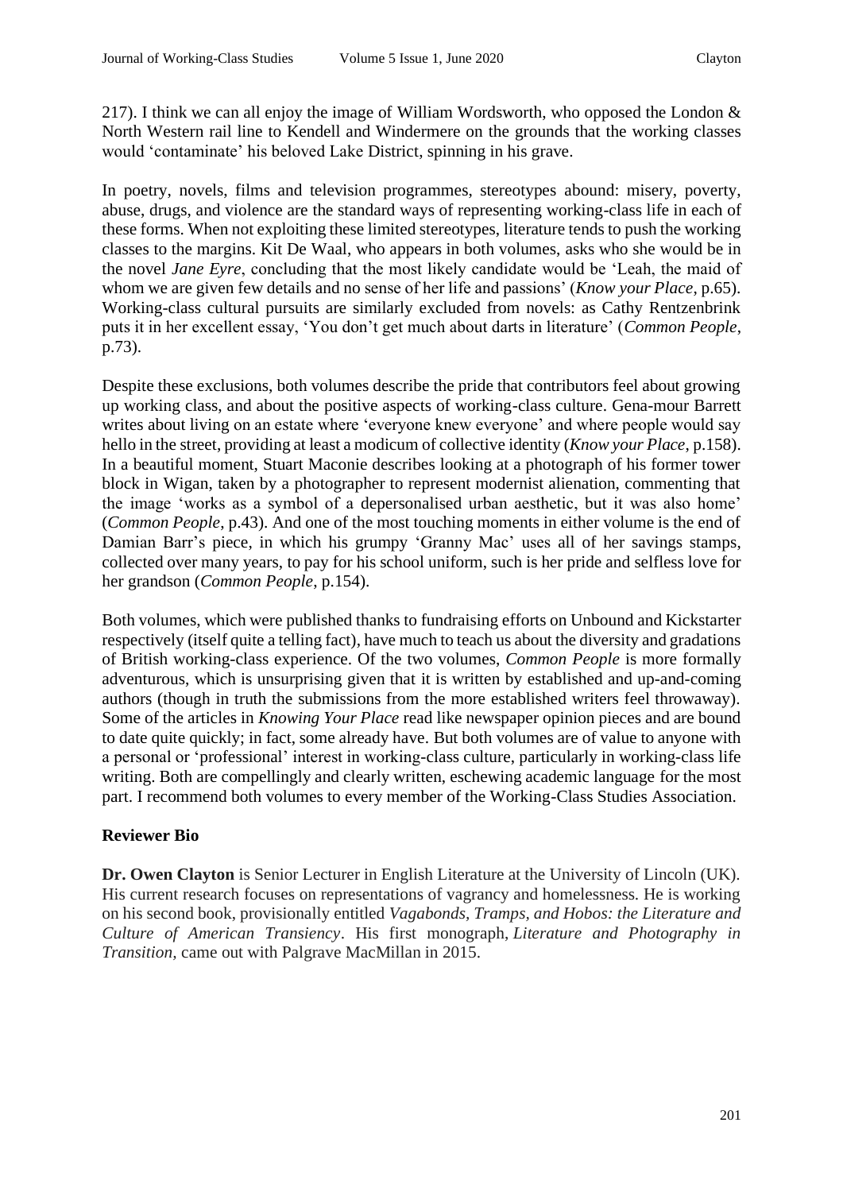217). I think we can all enjoy the image of William Wordsworth, who opposed the London & North Western rail line to Kendell and Windermere on the grounds that the working classes would 'contaminate' his beloved Lake District, spinning in his grave.

In poetry, novels, films and television programmes, stereotypes abound: misery, poverty, abuse, drugs, and violence are the standard ways of representing working-class life in each of these forms. When not exploiting these limited stereotypes, literature tends to push the working classes to the margins. Kit De Waal, who appears in both volumes, asks who she would be in the novel *Jane Eyre*, concluding that the most likely candidate would be 'Leah, the maid of whom we are given few details and no sense of her life and passions' (*Know your Place*, p.65). Working-class cultural pursuits are similarly excluded from novels: as Cathy Rentzenbrink puts it in her excellent essay, 'You don't get much about darts in literature' (*Common People*, p.73).

Despite these exclusions, both volumes describe the pride that contributors feel about growing up working class, and about the positive aspects of working-class culture. Gena-mour Barrett writes about living on an estate where 'everyone knew everyone' and where people would say hello in the street, providing at least a modicum of collective identity (*Know your Place*, p.158). In a beautiful moment, Stuart Maconie describes looking at a photograph of his former tower block in Wigan, taken by a photographer to represent modernist alienation, commenting that the image 'works as a symbol of a depersonalised urban aesthetic, but it was also home' (*Common People*, p.43). And one of the most touching moments in either volume is the end of Damian Barr's piece, in which his grumpy 'Granny Mac' uses all of her savings stamps, collected over many years, to pay for his school uniform, such is her pride and selfless love for her grandson (*Common People*, p.154).

Both volumes, which were published thanks to fundraising efforts on Unbound and Kickstarter respectively (itself quite a telling fact), have much to teach us about the diversity and gradations of British working-class experience. Of the two volumes, *Common People* is more formally adventurous, which is unsurprising given that it is written by established and up-and-coming authors (though in truth the submissions from the more established writers feel throwaway). Some of the articles in *Knowing Your Place* read like newspaper opinion pieces and are bound to date quite quickly; in fact, some already have. But both volumes are of value to anyone with a personal or 'professional' interest in working-class culture, particularly in working-class life writing. Both are compellingly and clearly written, eschewing academic language for the most part. I recommend both volumes to every member of the Working-Class Studies Association.

## Reviewer Bio

**Dr. Owen Clayton** is Senior Lecturer in English Literature at the University of Lincoln (UK). His current research focuses on representations of vagrancy and homelessness. He is working on his second book, provisionally entitled *Vagabonds, Tramps, and Hobos: the Literature and Culture of American Transiency*. His first monograph, *Literature and Photography in Transition,* came out with Palgrave MacMillan in 2015.